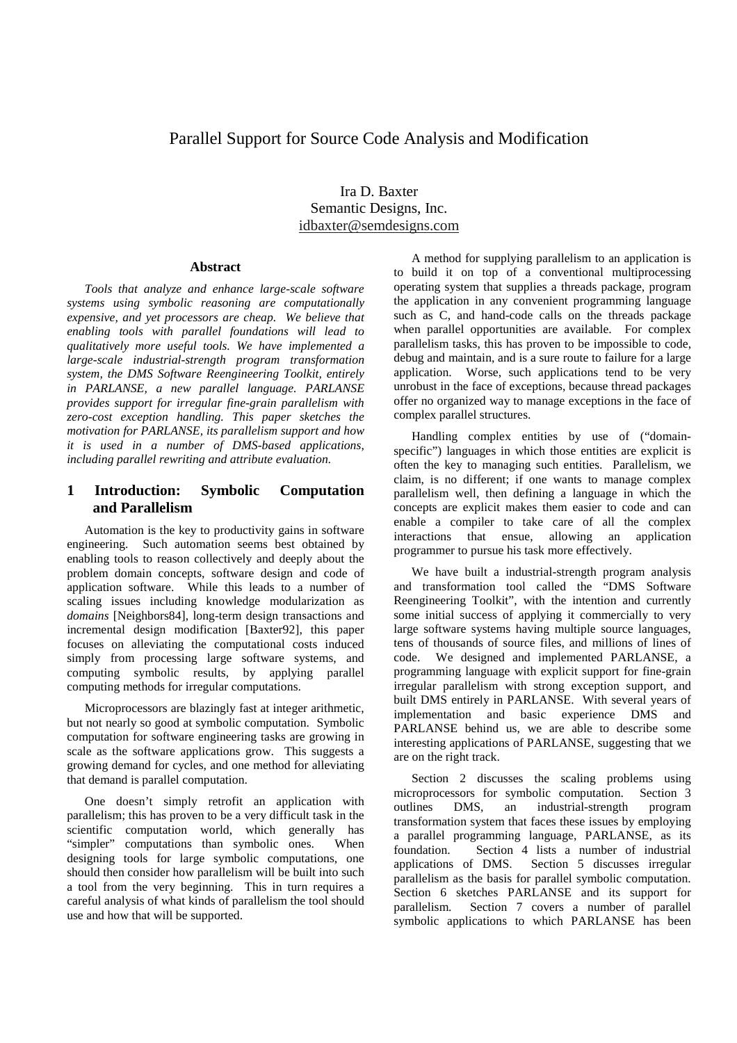# Parallel Support for Source Code Analysis and Modification

Ira D. Baxter
Semantic Designs, Inc.
idbaxter@semdesigns.com

### Abstract

*Tools that analyze and enhance large-scale software systems using symbolic reasoning are computationally expensive, and yet processors are cheap. We believe that enabling tools with parallel foundations will lead to qualitatively more useful tools. We have implemented a large-scale industrial-strength program transformation system, the DMS Software Reengineering Toolkit, entirely in PARLANSE, a new parallel language. PARLANSE provides support for irregular fine-grain parallelism with zero-cost exception handling. This paper sketches the motivation for PARLANSE, its parallelism support and how it is used in a number of DMS-based applications, including parallel rewriting and attribute evaluation.*

## 1 Introduction: Symbolic Computation and Parallelism

Automation is the key to productivity gains in software engineering. Such automation seems best obtained by enabling tools to reason collectively and deeply about the problem domain concepts, software design and code of application software. While this leads to a number of scaling issues including knowledge modularization as *domains* [Neighbors84], long-term design transactions and incremental design modification [Baxter92], this paper focuses on alleviating the computational costs induced simply from processing large software systems, and computing symbolic results, by applying parallel computing methods for irregular computations.

Microprocessors are blazingly fast at integer arithmetic, but not nearly so good at symbolic computation. Symbolic computation for software engineering tasks are growing in scale as the software applications grow. This suggests a growing demand for cycles, and one method for alleviating that demand is parallel computation.

One doesn't simply retrofit an application with parallelism; this has proven to be a very difficult task in the scientific computation world, which generally has "simpler" computations than symbolic ones. When designing tools for large symbolic computations, one should then consider how parallelism will be built into such a tool from the very beginning. This in turn requires a careful analysis of what kinds of parallelism the tool should use and how that will be supported.

A method for supplying parallelism to an application is to build it on top of a conventional multiprocessing operating system that supplies a threads package, program the application in any convenient programming language such as C, and hand-code calls on the threads package when parallel opportunities are available. For complex parallelism tasks, this has proven to be impossible to code, debug and maintain, and is a sure route to failure for a large application. Worse, such applications tend to be very unrobust in the face of exceptions, because thread packages offer no organized way to manage exceptions in the face of complex parallel structures.

Handling complex entities by use of ("domain-specific") languages in which those entities are explicit is often the key to managing such entities. Parallelism, we claim, is no different; if one wants to manage complex parallelism well, then defining a language in which the concepts are explicit makes them easier to code and can enable a compiler to take care of all the complex interactions that ensue, allowing an application programmer to pursue his task more effectively.

We have built a industrial-strength program analysis and transformation tool called the "DMS Software Reengineering Toolkit", with the intention and currently some initial success of applying it commercially to very large software systems having multiple source languages, tens of thousands of source files, and millions of lines of code. We designed and implemented PARLANSE, a programming language with explicit support for fine-grain irregular parallelism with strong exception support, and built DMS entirely in PARLANSE. With several years of implementation and basic experience DMS and PARLANSE behind us, we are able to describe some interesting applications of PARLANSE, suggesting that we are on the right track.

Section 2 discusses the scaling problems using microprocessors for symbolic computation. Section 3 outlines DMS, an industrial-strength program transformation system that faces these issues by employing a parallel programming language, PARLANSE, as its foundation. Section 4 lists a number of industrial applications of DMS. Section 5 discusses irregular parallelism as the basis for parallel symbolic computation. Section 6 sketches PARLANSE and its support for parallelism. Section 7 covers a number of parallel symbolic applications to which PARLANSE has been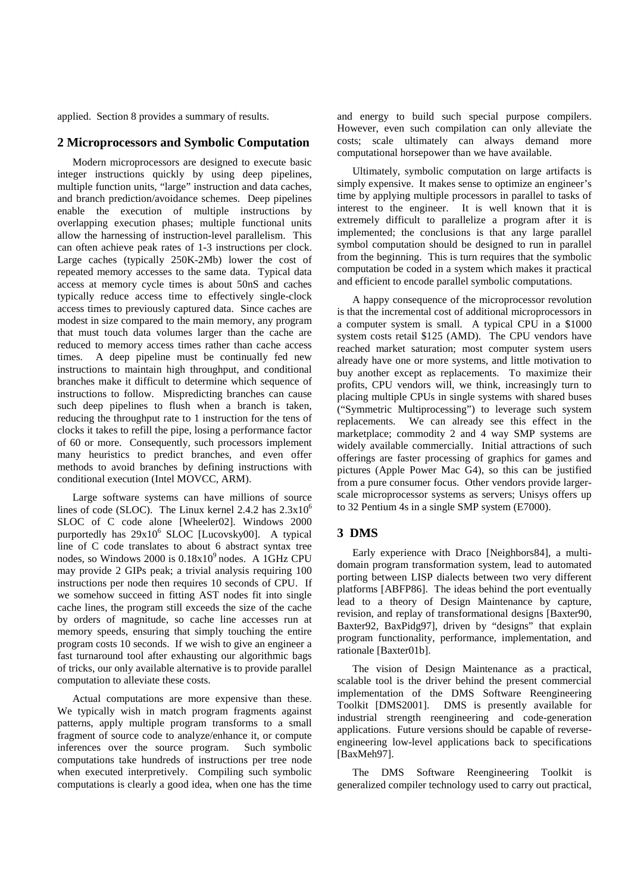applied. Section 8 provides a summary of results.

## 2 Microprocessors and Symbolic Computation

Modern microprocessors are designed to execute basic integer instructions quickly by using deep pipelines, multiple function units, "large" instruction and data caches, and branch prediction/avoidance schemes. Deep pipelines enable the execution of multiple instructions by overlapping execution phases; multiple functional units allow the harnessing of instruction-level parallelism. This can often achieve peak rates of 1-3 instructions per clock. Large caches (typically 250K-2Mb) lower the cost of repeated memory accesses to the same data. Typical data access at memory cycle times is about 50nS and caches typically reduce access time to effectively single-clock access times to previously captured data. Since caches are modest in size compared to the main memory, any program that must touch data volumes larger than the cache are reduced to memory access times rather than cache access times. A deep pipeline must be continually fed new instructions to maintain high throughput, and conditional branches make it difficult to determine which sequence of instructions to follow. Mispredicting branches can cause such deep pipelines to flush when a branch is taken, reducing the throughput rate to 1 instruction for the tens of clocks it takes to refill the pipe, losing a performance factor of 60 or more. Consequently, such processors implement many heuristics to predict branches, and even offer methods to avoid branches by defining instructions with conditional execution (Intel MOVCC, ARM).

Large software systems can have millions of source lines of code (SLOC). The Linux kernel 2.4.2 has $2.3 \times 10^6$ SLOC of C code alone [Wheeler02]. Windows 2000 purportedly has $29 \times 10^6$ SLOC [Lucovsky00]. A typical line of C code translates to about 6 abstract syntax tree nodes, so Windows 2000 is $0.18 \times 10^9$ nodes. A 1GHz CPU may provide 2 GIPs peak; a trivial analysis requiring 100 instructions per node then requires 10 seconds of CPU. If we somehow succeed in fitting AST nodes fit into single cache lines, the program still exceeds the size of the cache by orders of magnitude, so cache line accesses run at memory speeds, ensuring that simply touching the entire program costs 10 seconds. If we wish to give an engineer a fast turnaround tool after exhausting our algorithmic bags of tricks, our only available alternative is to provide parallel computation to alleviate these costs.

Actual computations are more expensive than these. We typically wish in match program fragments against patterns, apply multiple program transforms to a small fragment of source code to analyze/enhance it, or compute inferences over the source program. Such symbolic computations take hundreds of instructions per tree node when executed interpretively. Compiling such symbolic computations is clearly a good idea, when one has the time and energy to build such special purpose compilers. However, even such compilation can only alleviate the costs; scale ultimately can always demand more computational horsepower than we have available.

Ultimately, symbolic computation on large artifacts is simply expensive. It makes sense to optimize an engineer's time by applying multiple processors in parallel to tasks of interest to the engineer. It is well known that it is extremely difficult to parallelize a program after it is implemented; the conclusions is that any large parallel symbol computation should be designed to run in parallel from the beginning. This is turn requires that the symbolic computation be coded in a system which makes it practical and efficient to encode parallel symbolic computations.

A happy consequence of the microprocessor revolution is that the incremental cost of additional microprocessors in a computer system is small. A typical CPU in a $1000 system costs retail $125 (AMD). The CPU vendors have reached market saturation; most computer system users already have one or more systems, and little motivation to buy another except as replacements. To maximize their profits, CPU vendors will, we think, increasingly turn to placing multiple CPUs in single systems with shared buses ("Symmetric Multiprocessing") to leverage such system replacements. We can already see this effect in the marketplace; commodity 2 and 4 way SMP systems are widely available commercially. Initial attractions of such offerings are faster processing of graphics for games and pictures (Apple Power Mac G4), so this can be justified from a pure consumer focus. Other vendors provide larger-scale microprocessor systems as servers; Unisys offers up to 32 Pentium 4s in a single SMP system (E7000).

## 3 DMS

Early experience with Draco [Neighbors84], a multi-domain program transformation system, lead to automated porting between LISP dialects between two very different platforms [ABFP86]. The ideas behind the port eventually lead to a theory of Design Maintenance by capture, revision, and replay of transformational designs [Baxter90, Baxter92, BaxPidg97], driven by "designs" that explain program functionality, performance, implementation, and rationale [Baxter01b].

The vision of Design Maintenance as a practical, scalable tool is the driver behind the present commercial implementation of the DMS Software Reengineering Toolkit [DMS2001]. DMS is presently available for industrial strength reengineering and code-generation applications. Future versions should be capable of reverse-engineering low-level applications back to specifications [BaxMeh97].

The DMS Software Reengineering Toolkit is generalized compiler technology used to carry out practical,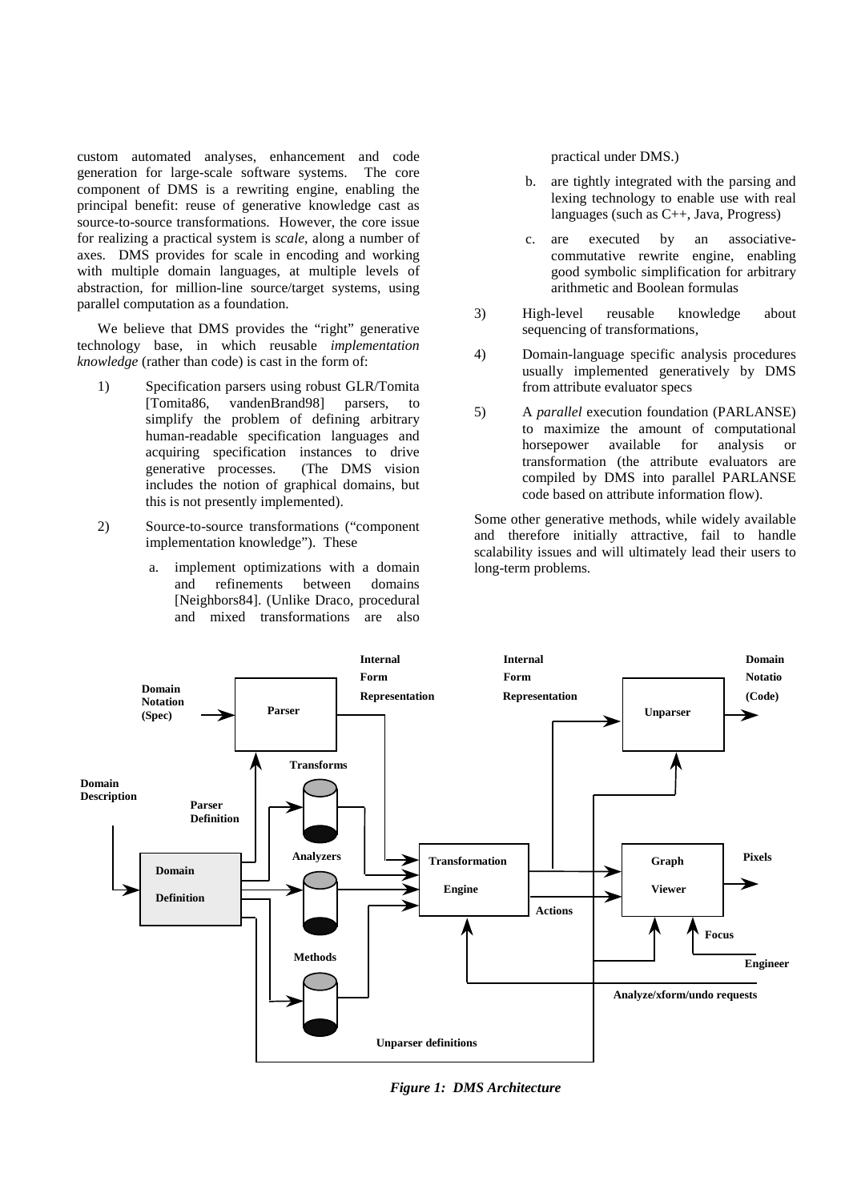custom automated analyses, enhancement and code generation for large-scale software systems. The core component of DMS is a rewriting engine, enabling the principal benefit: reuse of generative knowledge cast as source-to-source transformations. However, the core issue for realizing a practical system is *scale*, along a number of axes. DMS provides for scale in encoding and working with multiple domain languages, at multiple levels of abstraction, for million-line source/target systems, using parallel computation as a foundation.

We believe that DMS provides the "right" generative technology base, in which reusable *implementation knowledge* (rather than code) is cast in the form of:

1) Specification parsers using robust GLR/Tomita [Tomita86, vandenBrand98] parsers, to simplify the problem of defining arbitrary human-readable specification languages and acquiring specification instances to drive generative processes. (The DMS vision includes the notion of graphical domains, but this is not presently implemented).

2) Source-to-source transformations ("component implementation knowledge"). These

   a. implement optimizations within a domain and refinements between domains [Neighbors84]. (Unlike Draco, procedural and mixed transformations are also practical under DMS.)

   b. are tightly integrated with the parsing and lexing technology to enable use with real languages (such as C++, Java, Progress)

   c. are executed by an associative-commutative rewrite engine, enabling good symbolic simplification for arbitrary arithmetic and Boolean formulas

3) High-level reusable knowledge about sequencing of transformations,

4) Domain-language specific analysis procedures usually implemented generatively by DMS from attribute evaluator specs

5) A *parallel* execution foundation (PARLANSE) to maximize the amount of computational horsepower available for analysis or transformation (the attribute evaluators are compiled by DMS into parallel PARLANSE code based on attribute information flow).

Some other generative methods, while widely available and therefore initially attractive, fail to handle scalability issues and will ultimately lead their users to long-term problems.

*Figure 1: DMS Architecture*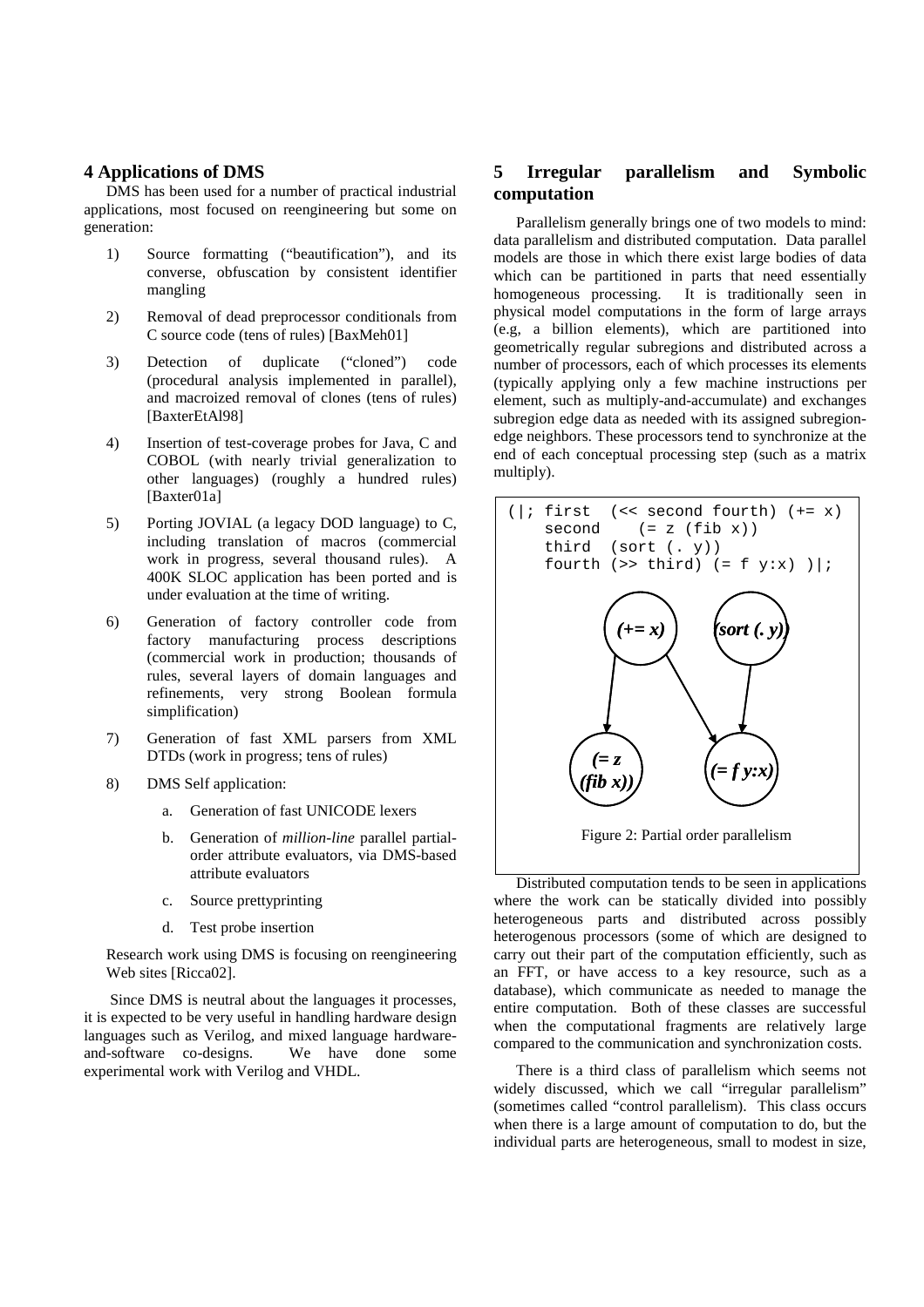## 4 Applications of DMS

DMS has been used for a number of practical industrial applications, most focused on reengineering but some on generation:

1) Source formatting ("beautification"), and its converse, obfuscation by consistent identifier mangling
2) Removal of dead preprocessor conditionals from C source code (tens of rules) [BaxMeh01]
3) Detection of duplicate ("cloned") code (procedural analysis implemented in parallel), and macroized removal of clones (tens of rules) [BaxterEtAl98]
4) Insertion of test-coverage probes for Java, C and COBOL (with nearly trivial generalization to other languages) (roughly a hundred rules) [Baxter01a]
5) Porting JOVIAL (a legacy DOD language) to C, including translation of macros (commercial work in progress, several thousand rules). A 400K SLOC application has been ported and is under evaluation at the time of writing.
6) Generation of factory controller code from factory manufacturing process descriptions (commercial work in production; thousands of rules, several layers of domain languages and refinements, very strong Boolean formula simplification)
7) Generation of fast XML parsers from XML DTDs (work in progress; tens of rules)
8) DMS Self application:
   a. Generation of fast UNICODE lexers
   b. Generation of *million-line* parallel partial-order attribute evaluators, via DMS-based attribute evaluators
   c. Source prettyprinting
   d. Test probe insertion

Research work using DMS is focusing on reengineering Web sites [Ricca02].

Since DMS is neutral about the languages it processes, it is expected to be very useful in handling hardware design languages such as Verilog, and mixed language hardware-and-software co-designs. We have done some experimental work with Verilog and VHDL.

## 5 Irregular parallelism and Symbolic computation

Parallelism generally brings one of two models to mind: data parallelism and distributed computation. Data parallel models are those in which there exist large bodies of data which can be partitioned in parts that need essentially homogeneous processing. It is traditionally seen in physical model computations in the form of large arrays (e.g, a billion elements), which are partitioned into geometrically regular subregions and distributed across a number of processors, each of which processes its elements (typically applying only a few machine instructions per element, such as multiply-and-accumulate) and exchanges subregion edge data as needed with its assigned subregion-edge neighbors. These processors tend to synchronize at the end of each conceptual processing step (such as a matrix multiply).

```
(|; first  (<< second fourth) (+= x)
    second    (= z (fib x))
    third  (sort (. y))
    fourth (>> third) (= f y:x) )|;
```

Figure 2: Partial order parallelism

Distributed computation tends to be seen in applications where the work can be statically divided into possibly heterogeneous parts and distributed across possibly heterogenous processors (some of which are designed to carry out their part of the computation efficiently, such as an FFT, or have access to a key resource, such as a database), which communicate as needed to manage the entire computation. Both of these classes are successful when the computational fragments are relatively large compared to the communication and synchronization costs.

There is a third class of parallelism which seems not widely discussed, which we call "irregular parallelism" (sometimes called "control parallelism). This class occurs when there is a large amount of computation to do, but the individual parts are heterogeneous, small to modest in size,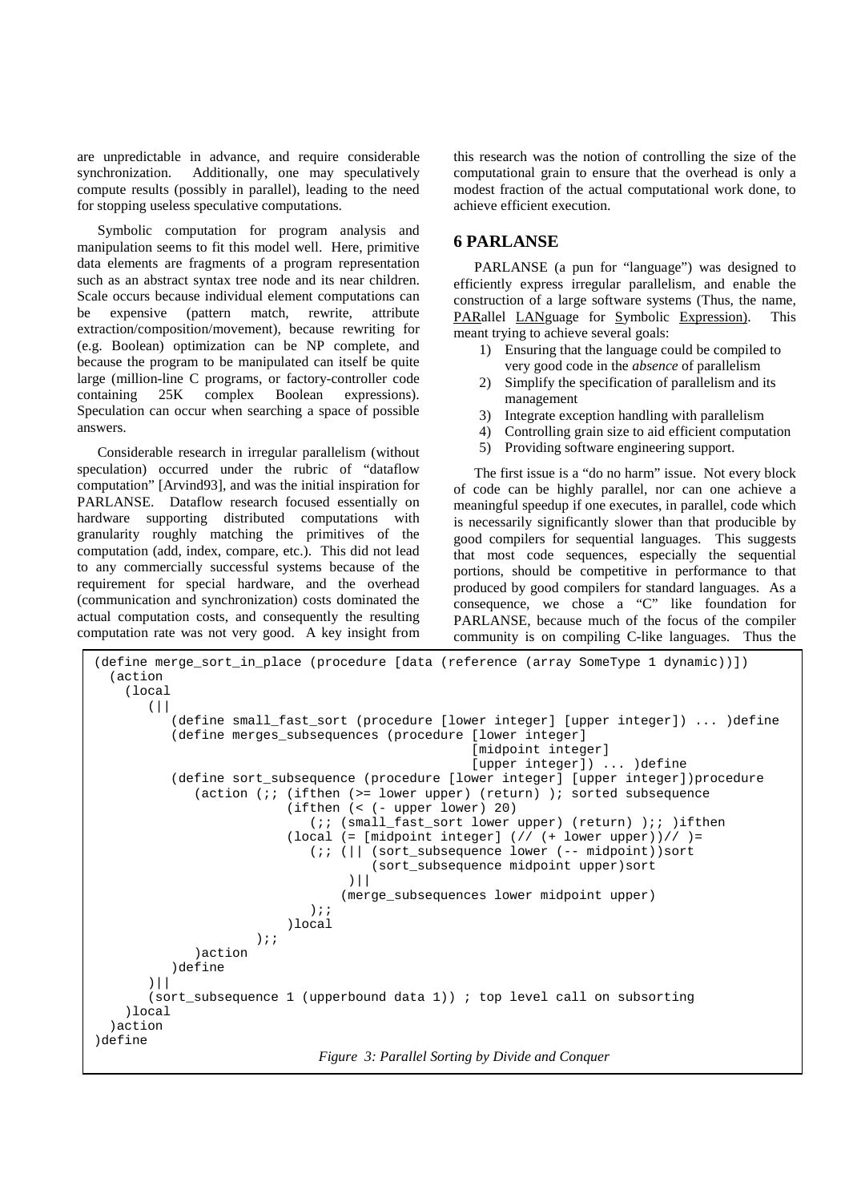are unpredictable in advance, and require considerable synchronization. Additionally, one may speculatively compute results (possibly in parallel), leading to the need for stopping useless speculative computations.

Symbolic computation for program analysis and manipulation seems to fit this model well. Here, primitive data elements are fragments of a program representation such as an abstract syntax tree node and its near children. Scale occurs because individual element computations can be expensive (pattern match, rewrite, attribute extraction/composition/movement), because rewriting for (e.g. Boolean) optimization can be NP complete, and because the program to be manipulated can itself be quite large (million-line C programs, or factory-controller code containing 25K complex Boolean expressions). Speculation can occur when searching a space of possible answers.

Considerable research in irregular parallelism (without speculation) occurred under the rubric of "dataflow computation" [Arvind93], and was the initial inspiration for PARLANSE. Dataflow research focused essentially on hardware supporting distributed computations with granularity roughly matching the primitives of the computation (add, index, compare, etc.). This did not lead to any commercially successful systems because of the requirement for special hardware, and the overhead (communication and synchronization) costs dominated the actual computation costs, and consequently the resulting computation rate was not very good. A key insight from this research was the notion of controlling the size of the computational grain to ensure that the overhead is only a modest fraction of the actual computational work done, to achieve efficient execution.

## 6 PARLANSE

PARLANSE (a pun for "language") was designed to efficiently express irregular parallelism, and enable the construction of a large software systems (Thus, the name, PARallel LANguage for Symbolic Expression). This meant trying to achieve several goals:

1) Ensuring that the language could be compiled to very good code in the *absence* of parallelism
2) Simplify the specification of parallelism and its management
3) Integrate exception handling with parallelism
4) Controlling grain size to aid efficient computation
5) Providing software engineering support.

The first issue is a "do no harm" issue. Not every block of code can be highly parallel, nor can one achieve a meaningful speedup if one executes, in parallel, code which is necessarily significantly slower than that producible by good compilers for sequential languages. This suggests that most code sequences, especially the sequential portions, should be competitive in performance to that produced by good compilers for standard languages. As a consequence, we chose a "C" like foundation for PARLANSE, because much of the focus of the compiler community is on compiling C-like languages. Thus the

```
(define merge_sort_in_place (procedure [data (reference (array SomeType 1 dynamic))])
  (action
    (local
       (||
          (define small_fast_sort (procedure [lower integer] [upper integer]) ... )define
          (define merges_subsequences (procedure [lower integer]
                                                 [midpoint integer]
                                                 [upper integer]) ... )define
          (define sort_subsequence (procedure [lower integer] [upper integer])procedure
             (action (;; (ifthen (>= lower upper) (return) ); sorted subsequence
                         (ifthen (< (- upper lower) 20)
                            (;; (small_fast_sort lower upper) (return) );; )ifthen
                         (local (= [midpoint integer] (// (+ lower upper))// )=
                            (;; (|| (sort_subsequence lower (-- midpoint))sort
                                    (sort_subsequence midpoint upper)sort
                                 )||
                                (merge_subsequences lower midpoint upper)
                            );;
                         )local
                      );;
             )action
          )define
       )||
       (sort_subsequence 1 (upperbound data 1)) ; top level call on subsorting
    )local
  )action
)define
```

*Figure 3: Parallel Sorting by Divide and Conquer*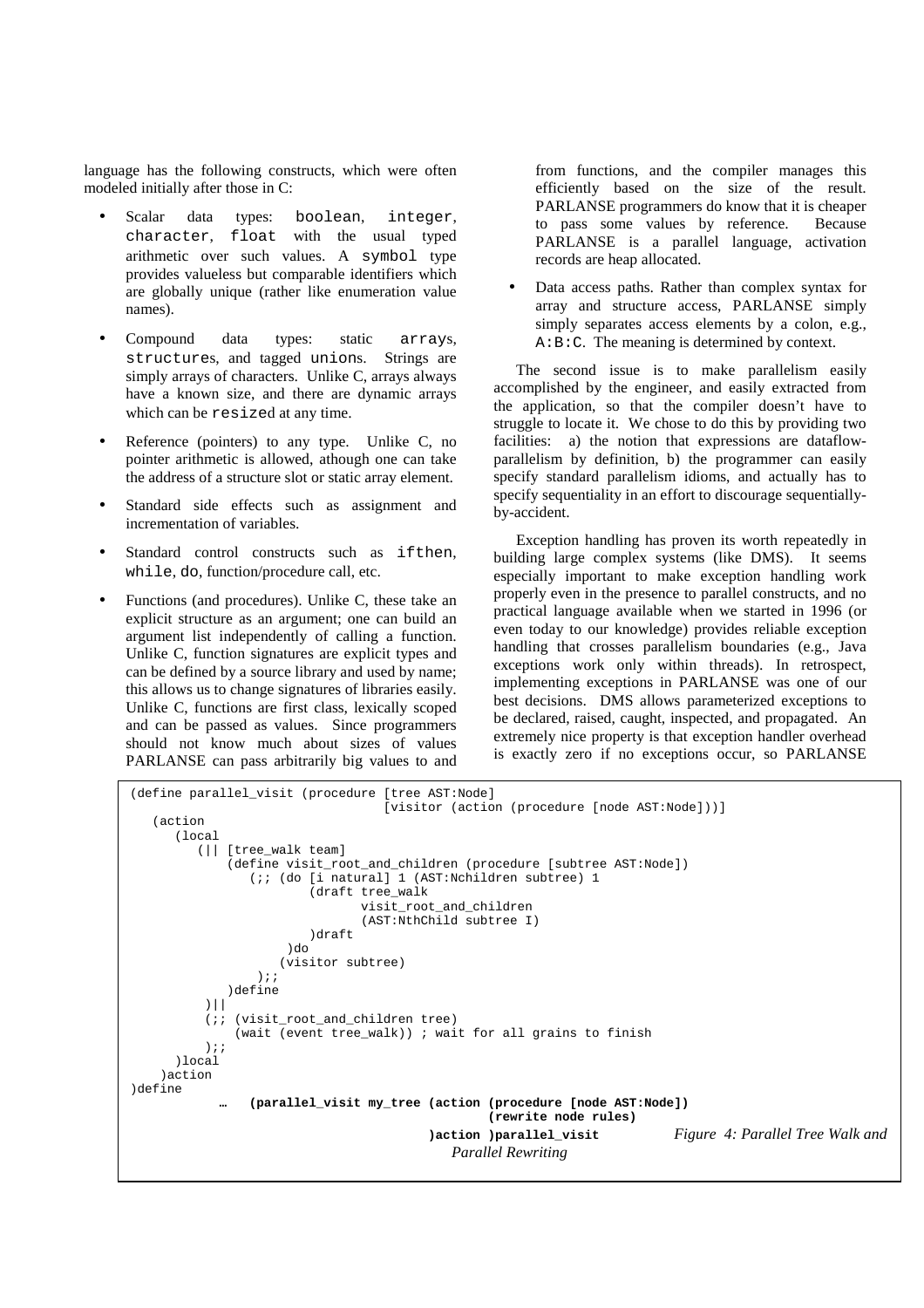language has the following constructs, which were often modeled initially after those in C:

- Scalar data types: `boolean`, `integer`, `character`, `float` with the usual typed arithmetic over such values. A `symbol` type provides valueless but comparable identifiers which are globally unique (rather like enumeration value names).
- Compound data types: static `array`s, `structure`s, and tagged `union`s. Strings are simply arrays of characters. Unlike C, arrays always have a known size, and there are dynamic arrays which can be `resize`d at any time.
- Reference (pointers) to any type. Unlike C, no pointer arithmetic is allowed, athough one can take the address of a structure slot or static array element.
- Standard side effects such as assignment and incrementation of variables.
- Standard control constructs such as `ifthen`, `while`, `do`, function/procedure call, etc.
- Functions (and procedures). Unlike C, these take an explicit structure as an argument; one can build an argument list independently of calling a function. Unlike C, function signatures are explicit types and can be defined by a source library and used by name; this allows us to change signatures of libraries easily. Unlike C, functions are first class, lexically scoped and can be passed as values. Since programmers should not know much about sizes of values PARLANSE can pass arbitrarily big values to and from functions, and the compiler manages this efficiently based on the size of the result. PARLANSE programmers do know that it is cheaper to pass some values by reference. Because PARLANSE is a parallel language, activation records are heap allocated.
- Data access paths. Rather than complex syntax for array and structure access, PARLANSE simply simply separates access elements by a colon, e.g., `A:B:C`. The meaning is determined by context.

The second issue is to make parallelism easily accomplished by the engineer, and easily extracted from the application, so that the compiler doesn't have to struggle to locate it. We chose to do this by providing two facilities: a) the notion that expressions are dataflow-parallelism by definition, b) the programmer can easily specify standard parallelism idioms, and actually has to specify sequentiality in an effort to discourage sequentially-by-accident.

Exception handling has proven its worth repeatedly in building large complex systems (like DMS). It seems especially important to make exception handling work properly even in the presence to parallel constructs, and no practical language available when we started in 1996 (or even today to our knowledge) provides reliable exception handling that crosses parallelism boundaries (e.g., Java exceptions work only within threads). In retrospect, implementing exceptions in PARLANSE was one of our best decisions. DMS allows parameterized exceptions to be declared, raised, caught, inspected, and propagated. An extremely nice property is that exception handler overhead is exactly zero if no exceptions occur, so PARLANSE

```
(define parallel_visit (procedure [tree AST:Node]
                                  [visitor (action (procedure [node AST:Node]))]
   (action
      (local
         (|| [tree_walk team]
             (define visit_root_and_children (procedure [subtree AST:Node])
                (;; (do [i natural] 1 (AST:Nchildren subtree) 1
                        (draft tree_walk
                               visit_root_and_children
                               (AST:NthChild subtree I)
                        )draft
                     )do
                    (visitor subtree)
                 );;
             )define
         )||
         (;; (visit_root_and_children tree)
             (wait (event tree_walk)) ; wait for all grains to finish
         );;
      )local
    )action
)define
        …   (parallel_visit my_tree (action (procedure [node AST:Node])
                                       (rewrite node rules)
                                )action )parallel_visit
```

*Figure 4: Parallel Tree Walk and Parallel Rewriting*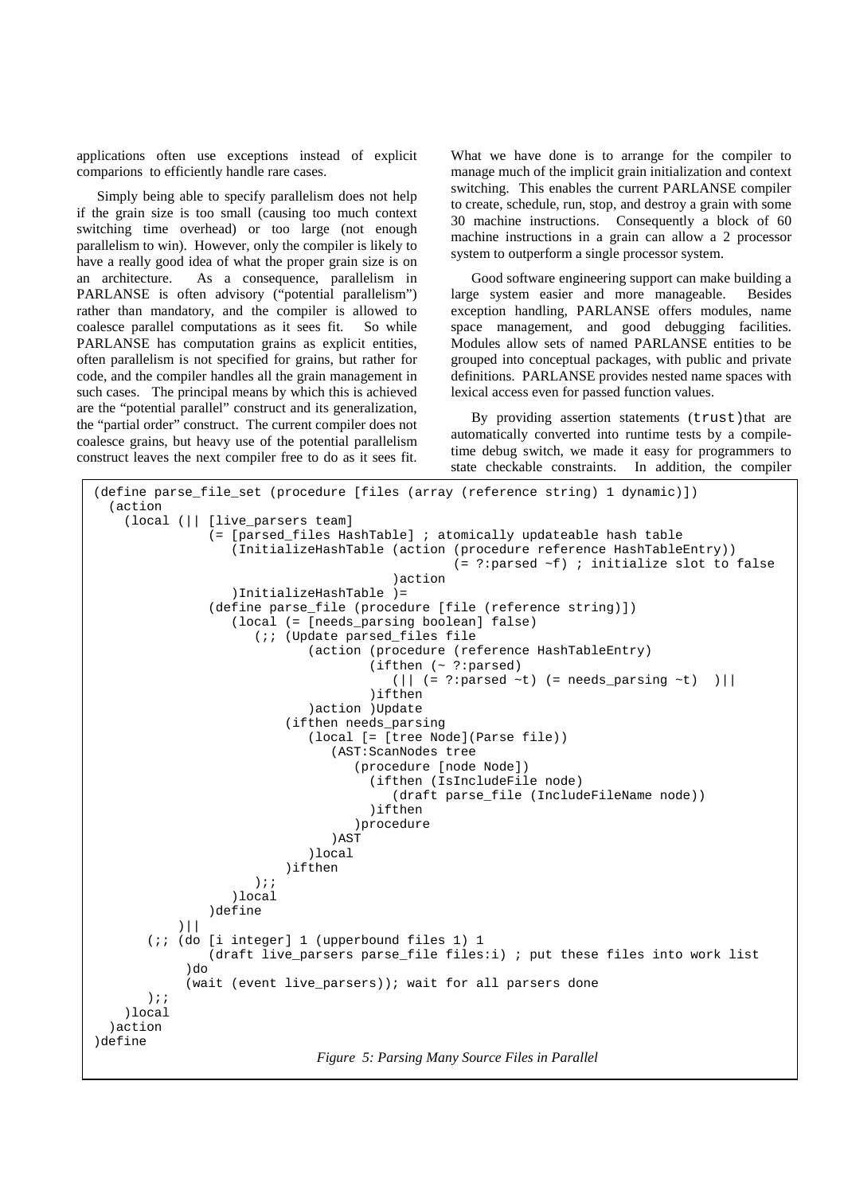applications often use exceptions instead of explicit comparions to efficiently handle rare cases.

Simply being able to specify parallelism does not help if the grain size is too small (causing too much context switching time overhead) or too large (not enough parallelism to win). However, only the compiler is likely to have a really good idea of what the proper grain size is on an architecture. As a consequence, parallelism in PARLANSE is often advisory ("potential parallelism") rather than mandatory, and the compiler is allowed to coalesce parallel computations as it sees fit. So while PARLANSE has computation grains as explicit entities, often parallelism is not specified for grains, but rather for code, and the compiler handles all the grain management in such cases. The principal means by which this is achieved are the "potential parallel" construct and its generalization, the "partial order" construct. The current compiler does not coalesce grains, but heavy use of the potential parallelism construct leaves the next compiler free to do as it sees fit.

What we have done is to arrange for the compiler to manage much of the implicit grain initialization and context switching. This enables the current PARLANSE compiler to create, schedule, run, stop, and destroy a grain with some 30 machine instructions. Consequently a block of 60 machine instructions in a grain can allow a 2 processor system to outperform a single processor system.

Good software engineering support can make building a large system easier and more manageable. Besides exception handling, PARLANSE offers modules, name space management, and good debugging facilities. Modules allow sets of named PARLANSE entities to be grouped into conceptual packages, with public and private definitions. PARLANSE provides nested name spaces with lexical access even for passed function values.

By providing assertion statements (`trust`)that are automatically converted into runtime tests by a compile-time debug switch, we made it easy for programmers to state checkable constraints. In addition, the compiler

```
(define parse_file_set (procedure [files (array (reference string) 1 dynamic)])
  (action
    (local (|| [live_parsers team]
               (= [parsed_files HashTable] ; atomically updateable hash table
                  (InitializeHashTable (action (procedure reference HashTableEntry))
                                              (= ?:parsed ~f) ; initialize slot to false
                                       )action
                  )InitializeHashTable )=
               (define parse_file (procedure [file (reference string)])
                  (local (= [needs_parsing boolean] false)
                     (;; (Update parsed_files file
                            (action (procedure (reference HashTableEntry)
                                       (ifthen (~ ?:parsed)
                                          (|| (= ?:parsed ~t) (= needs_parsing ~t)  )||
                                       )ifthen
                            )action )Update
                         (ifthen needs_parsing
                            (local [= [tree Node](Parse file))
                               (AST:ScanNodes tree
                                  (procedure [node Node])
                                     (ifthen (IsIncludeFile node)
                                        (draft parse_file (IncludeFileName node))
                                     )ifthen
                                  )procedure
                               )AST
                            )local
                         )ifthen
                     );;
                  )local
               )define
           )||
       (;; (do [i integer] 1 (upperbound files 1) 1
              (draft live_parsers parse_file files:i) ; put these files into work list
            )do
            (wait (event live_parsers)); wait for all parsers done
       );;
    )local
  )action
)define
```

*Figure 5: Parsing Many Source Files in Parallel*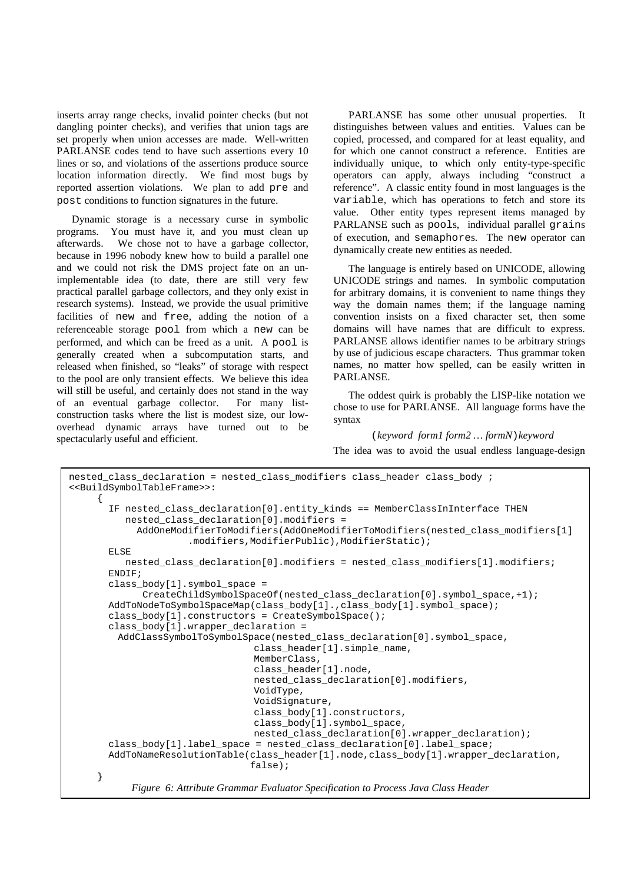inserts array range checks, invalid pointer checks (but not dangling pointer checks), and verifies that union tags are set properly when union accesses are made. Well-written PARLANSE codes tend to have such assertions every 10 lines or so, and violations of the assertions produce source location information directly. We find most bugs by reported assertion violations. We plan to add `pre` and `post` conditions to function signatures in the future.

Dynamic storage is a necessary curse in symbolic programs. You must have it, and you must clean up afterwards. We chose not to have a garbage collector, because in 1996 nobody knew how to build a parallel one and we could not risk the DMS project fate on an unimplementable idea (to date, there are still very few practical parallel garbage collectors, and they only exist in research systems). Instead, we provide the usual primitive facilities of `new` and `free`, adding the notion of a referenceable storage `pool` from which a `new` can be performed, and which can be freed as a unit. A `pool` is generally created when a subcomputation starts, and released when finished, so "leaks" of storage with respect to the pool are only transient effects. We believe this idea will still be useful, and certainly does not stand in the way of an eventual garbage collector. For many list-construction tasks where the list is modest size, our low-overhead dynamic arrays have turned out to be spectacularly useful and efficient.

PARLANSE has some other unusual properties. It distinguishes between values and entities. Values can be copied, processed, and compared for at least equality, and for which one cannot construct a reference. Entities are individually unique, to which only entity-type-specific operators can apply, always including "construct a reference". A classic entity found in most languages is the `variable`, which has operations to fetch and store its value. Other entity types represent items managed by PARLANSE such as `pool`s, individual parallel `grain`s of execution, and `semaphore`s. The `new` operator can dynamically create new entities as needed.

The language is entirely based on UNICODE, allowing UNICODE strings and names. In symbolic computation for arbitrary domains, it is convenient to name things they way the domain names them; if the language naming convention insists on a fixed character set, then some domains will have names that are difficult to express. PARLANSE allows identifier names to be arbitrary strings by use of judicious escape characters. Thus grammar token names, no matter how spelled, can be easily written in PARLANSE.

The oddest quirk is probably the LISP-like notation we chose to use for PARLANSE. All language forms have the syntax

(*keyword form1 form2 … formN*)*keyword*

The idea was to avoid the usual endless language-design

```
nested_class_declaration = nested_class_modifiers class_header class_body ;
<<BuildSymbolTableFrame>>:
     {
       IF nested_class_declaration[0].entity_kinds == MemberClassInInterface THEN
          nested_class_declaration[0].modifiers =
             AddOneModifierToModifiers(AddOneModifierToModifiers(nested_class_modifiers[1]
                    .modifiers,ModifierPublic),ModifierStatic);
       ELSE
          nested_class_declaration[0].modifiers = nested_class_modifiers[1].modifiers;
       ENDIF;
       class_body[1].symbol_space =
            CreateChildSymbolSpaceOf(nested_class_declaration[0].symbol_space,+1);
       AddToNodeToSymbolSpaceMap(class_body[1].,class_body[1].symbol_space);
       class_body[1].constructors = CreateSymbolSpace();
       class_body[1].wrapper_declaration =
         AddClassSymbolToSymbolSpace(nested_class_declaration[0].symbol_space,
                                 class_header[1].simple_name,
                                 MemberClass,
                                 class_header[1].node,
                                 nested_class_declaration[0].modifiers,
                                 VoidType,
                                 VoidSignature,
                                 class_body[1].constructors,
                                 class_body[1].symbol_space,
                                 nested_class_declaration[0].wrapper_declaration);
       class_body[1].label_space = nested_class_declaration[0].label_space;
       AddToNameResolutionTable(class_header[1].node,class_body[1].wrapper_declaration,
                                false);
     }
```

*Figure 6: Attribute Grammar Evaluator Specification to Process Java Class Header*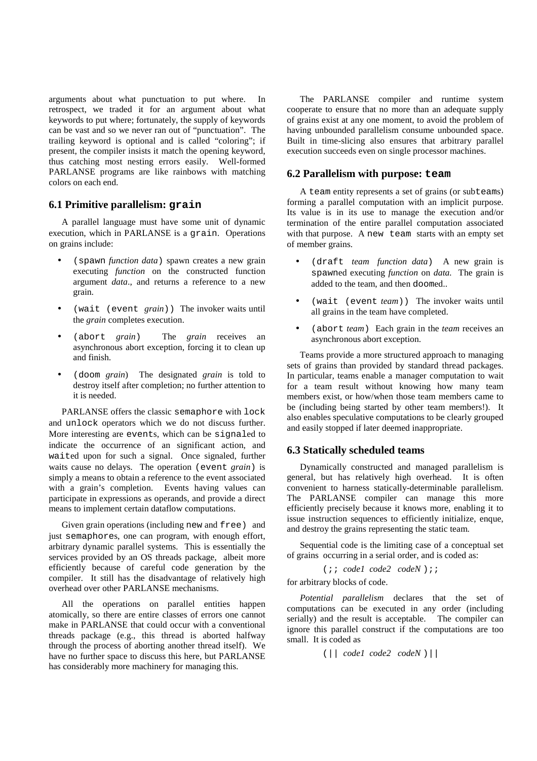arguments about what punctuation to put where. In retrospect, we traded it for an argument about what keywords to put where; fortunately, the supply of keywords can be vast and so we never ran out of "punctuation". The trailing keyword is optional and is called "coloring"; if present, the compiler insists it match the opening keyword, thus catching most nesting errors easily. Well-formed PARLANSE programs are like rainbows with matching colors on each end.

### 6.1 Primitive parallelism: `grain`

A parallel language must have some unit of dynamic execution, which in PARLANSE is a `grain`. Operations on grains include:

- `(spawn` *function data*`)` spawn creates a new grain executing *function* on the constructed function argument *data*., and returns a reference to a new grain.
- `(wait (event` *grain*`))` The invoker waits until the *grain* completes execution.
- `(abort` *grain*`)` The *grain* receives an asynchronous abort exception, forcing it to clean up and finish.
- `(doom` *grain*) The designated *grain* is told to destroy itself after completion; no further attention to it is needed.

PARLANSE offers the classic `semaphore` with `lock` and `unlock` operators which we do not discuss further. More interesting are `event`s, which can be `signal`ed to indicate the occurrence of an significant action, and `wait`ed upon for such a signal. Once signaled, further waits cause no delays. The operation `(event` *grain*`)` is simply a means to obtain a reference to the event associated with a grain's completion. Events having values can participate in expressions as operands, and provide a direct means to implement certain dataflow computations.

Given grain operations (including `new` and `free`) and just `semaphore`s, one can program, with enough effort, arbitrary dynamic parallel systems. This is essentially the services provided by an OS threads package, albeit more efficiently because of careful code generation by the compiler. It still has the disadvantage of relatively high overhead over other PARLANSE mechanisms.

All the operations on parallel entities happen atomically, so there are entire classes of errors one cannot make in PARLANSE that could occur with a conventional threads package (e.g., this thread is aborted halfway through the process of aborting another thread itself). We have no further space to discuss this here, but PARLANSE has considerably more machinery for managing this.

The PARLANSE compiler and runtime system cooperate to ensure that no more than an adequate supply of grains exist at any one moment, to avoid the problem of having unbounded parallelism consume unbounded space. Built in time-slicing also ensures that arbitrary parallel execution succeeds even on single processor machines.

### 6.2 Parallelism with purpose: `team`

A `team` entity represents a set of grains (or sub`team`s) forming a parallel computation with an implicit purpose. Its value is in its use to manage the execution and/or termination of the entire parallel computation associated with that purpose. A `new team` starts with an empty set of member grains.

- `(draft` *team function data*`)` A new grain is `spawn`ed executing *function* on *data.* The grain is added to the team, and then `doom`ed..
- `(wait (event` *team*`))` The invoker waits until all grains in the team have completed.
- `(abort` *team*`)` Each grain in the *team* receives an asynchronous abort exception.

Teams provide a more structured approach to managing sets of grains than provided by standard thread packages. In particular, teams enable a manager computation to wait for a team result without knowing how many team members exist, or how/when those team members came to be (including being started by other team members!). It also enables speculative computations to be clearly grouped and easily stopped if later deemed inappropriate.

### 6.3 Statically scheduled teams

Dynamically constructed and managed parallelism is general, but has relatively high overhead. It is often convenient to harness statically-determinable parallelism. The PARLANSE compiler can manage this more efficiently precisely because it knows more, enabling it to issue instruction sequences to efficiently initialize, enque, and destroy the grains representing the static team.

Sequential code is the limiting case of a conceptual set of grains occurring in a serial order, and is coded as:

`(;;` *code1 code2 codeN* `);;`

for arbitrary blocks of code.

*Potential parallelism* declares that the set of computations can be executed in any order (including serially) and the result is acceptable. The compiler can ignore this parallel construct if the computations are too small. It is coded as

`(||` *code1 code2 codeN* `)||`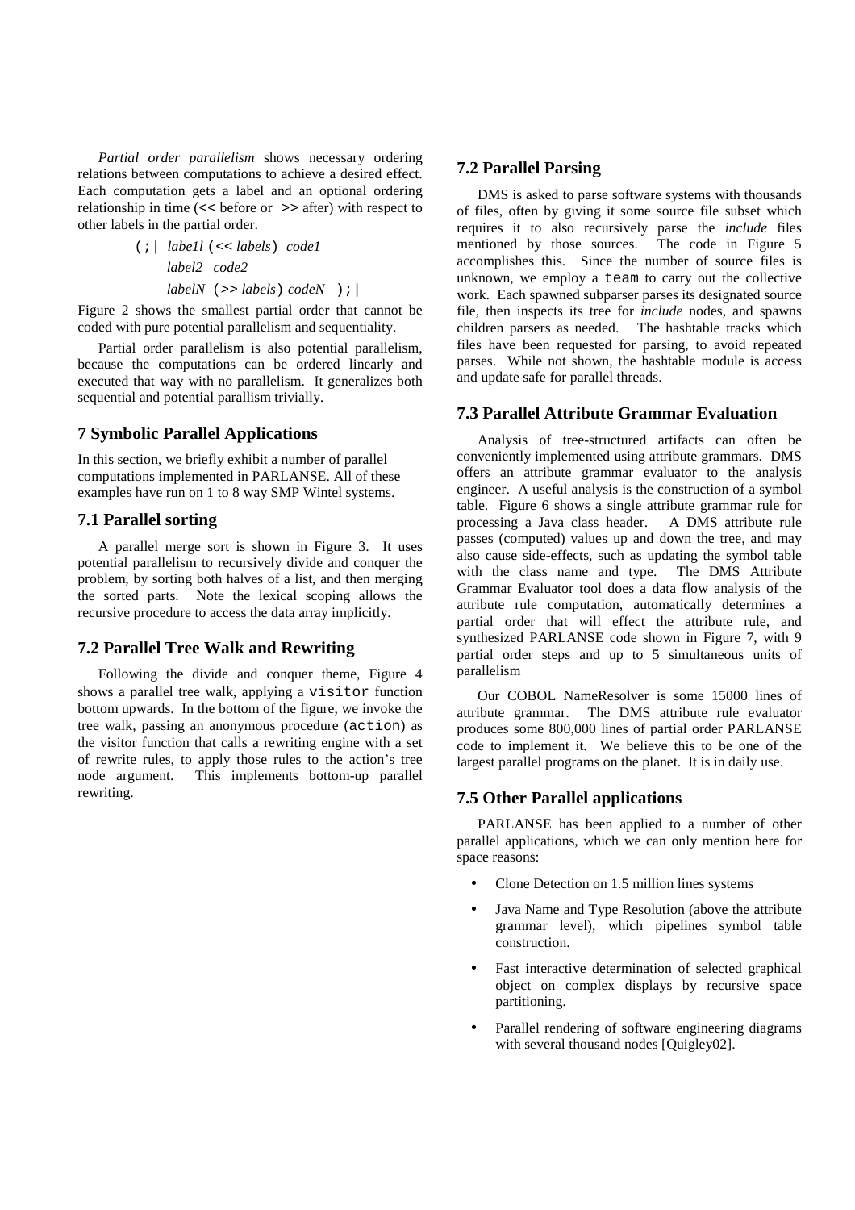*Partial order parallelism* shows necessary ordering relations between computations to achieve a desired effect. Each computation gets a label and an optional ordering relationship in time (<< before or >> after) with respect to other labels in the partial order.

```
(;| label1l (<< labels) code1
    label2  code2
    labelN (>> labels) codeN  );|
```

Figure 2 shows the smallest partial order that cannot be coded with pure potential parallelism and sequentiality.

Partial order parallelism is also potential parallelism, because the computations can be ordered linearly and executed that way with no parallelism. It generalizes both sequential and potential parallism trivially.

## 7 Symbolic Parallel Applications

In this section, we briefly exhibit a number of parallel computations implemented in PARLANSE. All of these examples have run on 1 to 8 way SMP Wintel systems.

### 7.1 Parallel sorting

A parallel merge sort is shown in Figure 3. It uses potential parallelism to recursively divide and conquer the problem, by sorting both halves of a list, and then merging the sorted parts. Note the lexical scoping allows the recursive procedure to access the data array implicitly.

### 7.2 Parallel Tree Walk and Rewriting

Following the divide and conquer theme, Figure 4 shows a parallel tree walk, applying a `visitor` function bottom upwards. In the bottom of the figure, we invoke the tree walk, passing an anonymous procedure (`action`) as the visitor function that calls a rewriting engine with a set of rewrite rules, to apply those rules to the action's tree node argument. This implements bottom-up parallel rewriting.

### 7.2 Parallel Parsing

DMS is asked to parse software systems with thousands of files, often by giving it some source file subset which requires it to also recursively parse the *include* files mentioned by those sources. The code in Figure 5 accomplishes this. Since the number of source files is unknown, we employ a `team` to carry out the collective work. Each spawned subparser parses its designated source file, then inspects its tree for *include* nodes, and spawns children parsers as needed. The hashtable tracks which files have been requested for parsing, to avoid repeated parses. While not shown, the hashtable module is access and update safe for parallel threads.

### 7.3 Parallel Attribute Grammar Evaluation

Analysis of tree-structured artifacts can often be conveniently implemented using attribute grammars. DMS offers an attribute grammar evaluator to the analysis engineer. A useful analysis is the construction of a symbol table. Figure 6 shows a single attribute grammar rule for processing a Java class header. A DMS attribute rule passes (computed) values up and down the tree, and may also cause side-effects, such as updating the symbol table with the class name and type. The DMS Attribute Grammar Evaluator tool does a data flow analysis of the attribute rule computation, automatically determines a partial order that will effect the attribute rule, and synthesized PARLANSE code shown in Figure 7, with 9 partial order steps and up to 5 simultaneous units of parallelism

Our COBOL NameResolver is some 15000 lines of attribute grammar. The DMS attribute rule evaluator produces some 800,000 lines of partial order PARLANSE code to implement it. We believe this to be one of the largest parallel programs on the planet. It is in daily use.

### 7.5 Other Parallel applications

PARLANSE has been applied to a number of other parallel applications, which we can only mention here for space reasons:

- Clone Detection on 1.5 million lines systems
- Java Name and Type Resolution (above the attribute grammar level), which pipelines symbol table construction.
- Fast interactive determination of selected graphical object on complex displays by recursive space partitioning.
- Parallel rendering of software engineering diagrams with several thousand nodes [Quigley02].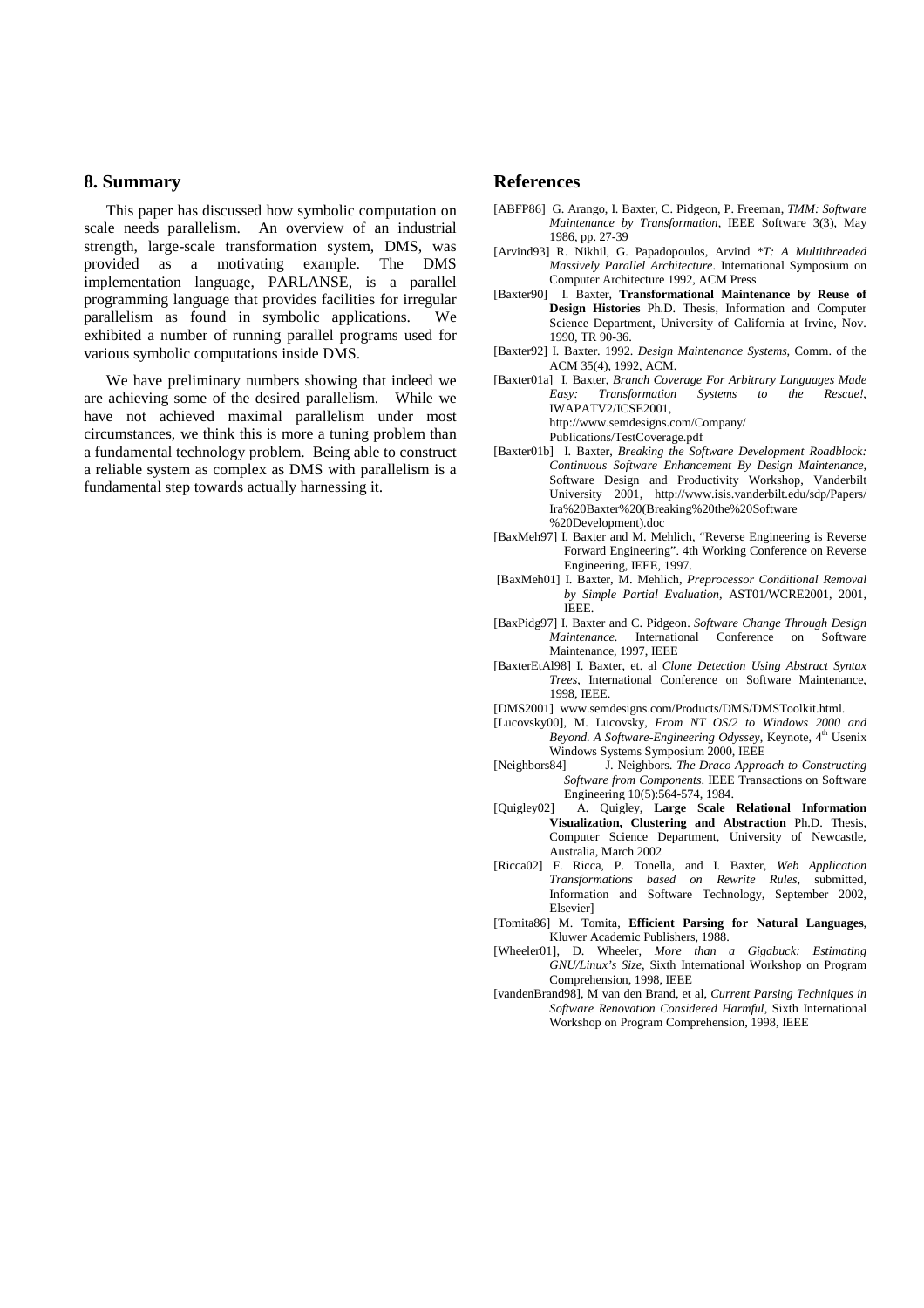## 8. Summary

This paper has discussed how symbolic computation on scale needs parallelism. An overview of an industrial strength, large-scale transformation system, DMS, was provided as a motivating example. The DMS implementation language, PARLANSE, is a parallel programming language that provides facilities for irregular parallelism as found in symbolic applications. We exhibited a number of running parallel programs used for various symbolic computations inside DMS.

We have preliminary numbers showing that indeed we are achieving some of the desired parallelism. While we have not achieved maximal parallelism under most circumstances, we think this is more a tuning problem than a fundamental technology problem. Being able to construct a reliable system as complex as DMS with parallelism is a fundamental step towards actually harnessing it.

## References

[ABFP86] G. Arango, I. Baxter, C. Pidgeon, P. Freeman, *TMM: Software Maintenance by Transformation*, IEEE Software 3(3), May 1986, pp. 27-39

[Arvind93] R. Nikhil, G. Papadopoulos, Arvind *\*T: A Multithreaded Massively Parallel Architecture*. International Symposium on Computer Architecture 1992, ACM Press

[Baxter90] I. Baxter, **Transformational Maintenance by Reuse of Design Histories** Ph.D. Thesis, Information and Computer Science Department, University of California at Irvine, Nov. 1990, TR 90-36.

[Baxter92] I. Baxter. 1992. *Design Maintenance Systems*, Comm. of the ACM 35(4), 1992, ACM.

[Baxter01a] I. Baxter, *Branch Coverage For Arbitrary Languages Made Easy: Transformation Systems to the Rescue!*, IWAPATV2/ICSE2001, http://www.semdesigns.com/Company/Publications/TestCoverage.pdf

[Baxter01b] I. Baxter, *Breaking the Software Development Roadblock: Continuous Software Enhancement By Design Maintenance*, Software Design and Productivity Workshop, Vanderbilt University 2001, http://www.isis.vanderbilt.edu/sdp/Papers/Ira%20Baxter%20(Breaking%20the%20Software%20Development).doc

[BaxMeh97] I. Baxter and M. Mehlich, "Reverse Engineering is Reverse Forward Engineering". 4th Working Conference on Reverse Engineering, IEEE, 1997.

[BaxMeh01] I. Baxter, M. Mehlich, *Preprocessor Conditional Removal by Simple Partial Evaluation*, AST01/WCRE2001, 2001, IEEE.

[BaxPidg97] I. Baxter and C. Pidgeon. *Software Change Through Design Maintenance.* International Conference on Software Maintenance, 1997, IEEE

[BaxterEtAl98] I. Baxter, et. al *Clone Detection Using Abstract Syntax Trees*, International Conference on Software Maintenance, 1998, IEEE.

[DMS2001] www.semdesigns.com/Products/DMS/DMSToolkit.html.

[Lucovsky00], M. Lucovsky, *From NT OS/2 to Windows 2000 and Beyond. A Software-Engineering Odyssey*, Keynote, 4th Usenix Windows Systems Symposium 2000, IEEE

[Neighbors84] J. Neighbors. *The Draco Approach to Constructing Software from Components*. IEEE Transactions on Software Engineering 10(5):564-574, 1984.

[Quigley02] A. Quigley, **Large Scale Relational Information Visualization, Clustering and Abstraction** Ph.D. Thesis, Computer Science Department, University of Newcastle, Australia, March 2002

[Ricca02] F. Ricca, P. Tonella, and I. Baxter, *Web Application Transformations based on Rewrite Rules*, submitted, Information and Software Technology, September 2002, Elsevier]

[Tomita86] M. Tomita, **Efficient Parsing for Natural Languages**, Kluwer Academic Publishers, 1988.

[Wheeler01], D. Wheeler, *More than a Gigabuck: Estimating GNU/Linux's Size*, Sixth International Workshop on Program Comprehension, 1998, IEEE

[vandenBrand98], M van den Brand, et al, *Current Parsing Techniques in Software Renovation Considered Harmful*, Sixth International Workshop on Program Comprehension, 1998, IEEE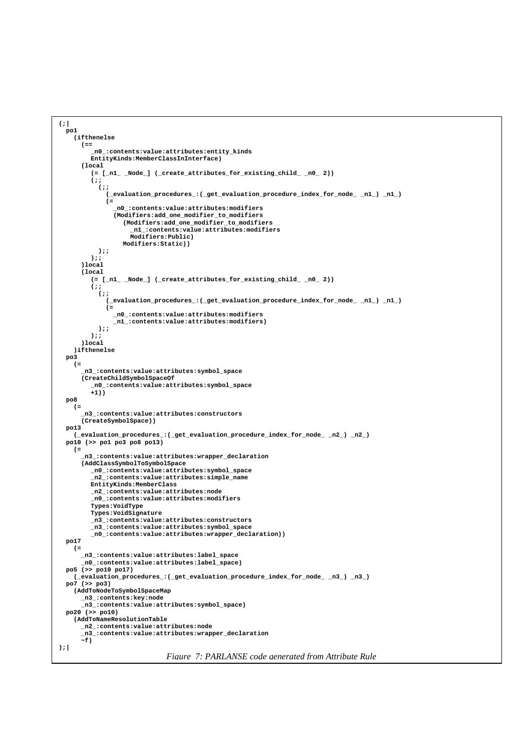```
(;|
  po1
    (ifthenelse
      (==
         _n0_:contents:value:attributes:entity_kinds
         EntityKinds:MemberClassInInterface)
      (local
         (= [_n1_ _Node_] (_create_attributes_for_existing_child_ _n0_ 2))
         (;;
           (;;
             (_evaluation_procedures_:(_get_evaluation_procedure_index_for_node_ _n1_) _n1_)
             (=
               _n0_:contents:value:attributes:modifiers
               (Modifiers:add_one_modifier_to_modifiers
                  (Modifiers:add_one_modifier_to_modifiers
                    _n1_:contents:value:attributes:modifiers
                    Modifiers:Public)
                  Modifiers:Static))
           );;
         );;
      )local
      (local
         (= [_n1_ _Node_] (_create_attributes_for_existing_child_ _n0_ 2))
         (;;
           (;;
             (_evaluation_procedures_:(_get_evaluation_procedure_index_for_node_ _n1_) _n1_)
             (=
               _n0_:contents:value:attributes:modifiers
               _n1_:contents:value:attributes:modifiers)
           );;
         );;
      )local
    )ifthenelse
  po3
    (=
      _n3_:contents:value:attributes:symbol_space
      (CreateChildSymbolSpaceOf
         _n0_:contents:value:attributes:symbol_space
         +1))
  po8
    (=
      _n3_:contents:value:attributes:constructors
      (CreateSymbolSpace))
  po13
    (_evaluation_procedures_:(_get_evaluation_procedure_index_for_node_ _n2_) _n2_)
  po10 (>> po1 po3 po8 po13)
    (=
      _n3_:contents:value:attributes:wrapper_declaration
      (AddClassSymbolToSymbolSpace
         _n0_:contents:value:attributes:symbol_space
         _n2_:contents:value:attributes:simple_name
         EntityKinds:MemberClass
         _n2_:contents:value:attributes:node
         _n0_:contents:value:attributes:modifiers
         Types:VoidType
         Types:VoidSignature
         _n3_:contents:value:attributes:constructors
         _n3_:contents:value:attributes:symbol_space
         _n0_:contents:value:attributes:wrapper_declaration))
  po17
    (=
      _n3_:contents:value:attributes:label_space
      _n0_:contents:value:attributes:label_space)
  po5 (>> po10 po17)
    (_evaluation_procedures_:(_get_evaluation_procedure_index_for_node_ _n3_) _n3_)
  po7 (>> po3)
    (AddToNodeToSymbolSpaceMap
      _n3_:contents:key:node
      _n3_:contents:value:attributes:symbol_space)
  po20 (>> po10)
    (AddToNameResolutionTable
      _n2_:contents:value:attributes:node
      _n3_:contents:value:attributes:wrapper_declaration
      ~f)
);|
```

*Figure 7: PARLANSE code generated from Attribute Rule*